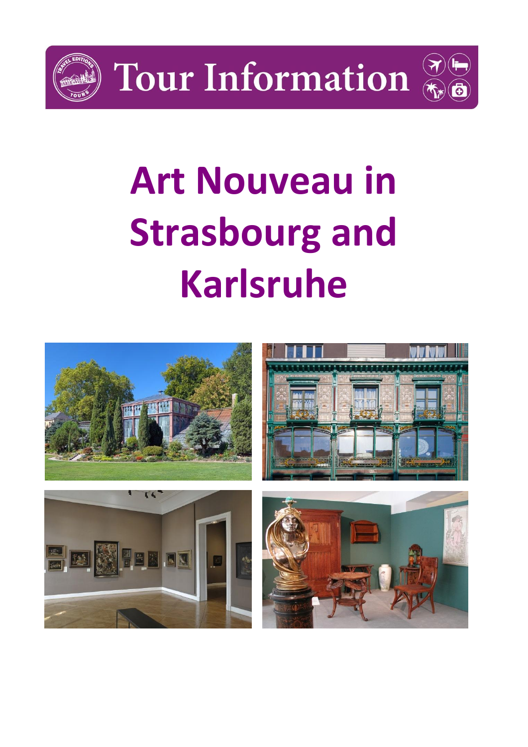# Tour Information

# Art Nouveau in Strasbourg and Karlsruhe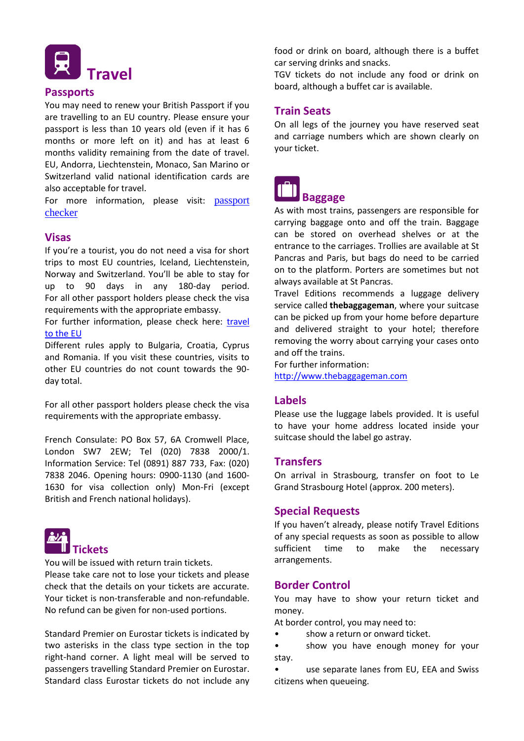# Travel

## Passports

You may need to renew your British Passport if you are travelling to an EU country. Please ensure your passport is less than 10 years old (even if it has 6 months or more left on it) and has at least 6 months validity remaining from the date of travel. EU, Andorra, Liechtenstein, Monaco, San Marino or Switzerland valid national identification cards are also acceptable for travel.

For more information, please visit: passport checker

## Visas

If you're a tourist, you do not need a visa for short trips to most EU countries, Iceland, Liechtenstein, Norway and Switzerland. You'll be able to stay for up to 90 days in any 180-day period. For all other passport holders please check the visa requirements with the appropriate embassy.

For further information, please check here: travel to the EU

Different rules apply to Bulgaria, Croatia, Cyprus and Romania. If you visit these countries, visits to other EU countries do not count towards the 90-day total.

For all other passport holders please check the visa requirements with the appropriate embassy.

French Consulate: PO Box 57, 6A Cromwell Place, London SW7 2EW; Tel (020) 7838 2000/1. Information Service: Tel (0891) 887 733, Fax: (020) 7838 2046. Opening hours: 0900-1130 (and 1600-1630 for visa collection only) Mon-Fri (except British and French national holidays).

## Tickets

You will be issued with return train tickets.

Please take care not to lose your tickets and please check that the details on your tickets are accurate. Your ticket is non-transferable and non-refundable. No refund can be given for non-used portions.

Standard Premier on Eurostar tickets is indicated by two asterisks in the class type section in the top right-hand corner. A light meal will be served to passengers travelling Standard Premier on Eurostar. Standard class Eurostar tickets do not include any food or drink on board, although there is a buffet car serving drinks and snacks.

TGV tickets do not include any food or drink on board, although a buffet car is available.

## Train Seats

On all legs of the journey you have reserved seat and carriage numbers which are shown clearly on your ticket.

## Baggage

As with most trains, passengers are responsible for carrying baggage onto and off the train. Baggage can be stored on overhead shelves or at the entrance to the carriages. Trollies are available at St Pancras and Paris, but bags do need to be carried on to the platform. Porters are sometimes but not always available at St Pancras.

Travel Editions recommends a luggage delivery service called **thebaggageman**, where your suitcase can be picked up from your home before departure and delivered straight to your hotel; therefore removing the worry about carrying your cases onto and off the trains.

For further information:
http://www.thebaggageman.com

## Labels

Please use the luggage labels provided. It is useful to have your home address located inside your suitcase should the label go astray.

## Transfers

On arrival in Strasbourg, transfer on foot to Le Grand Strasbourg Hotel (approx. 200 meters).

## Special Requests

If you haven't already, please notify Travel Editions of any special requests as soon as possible to allow sufficient time to make the necessary arrangements.

## Border Control

You may have to show your return ticket and money.

At border control, you may need to:

- show a return or onward ticket.
- show you have enough money for your stay.
- use separate lanes from EU, EEA and Swiss citizens when queueing.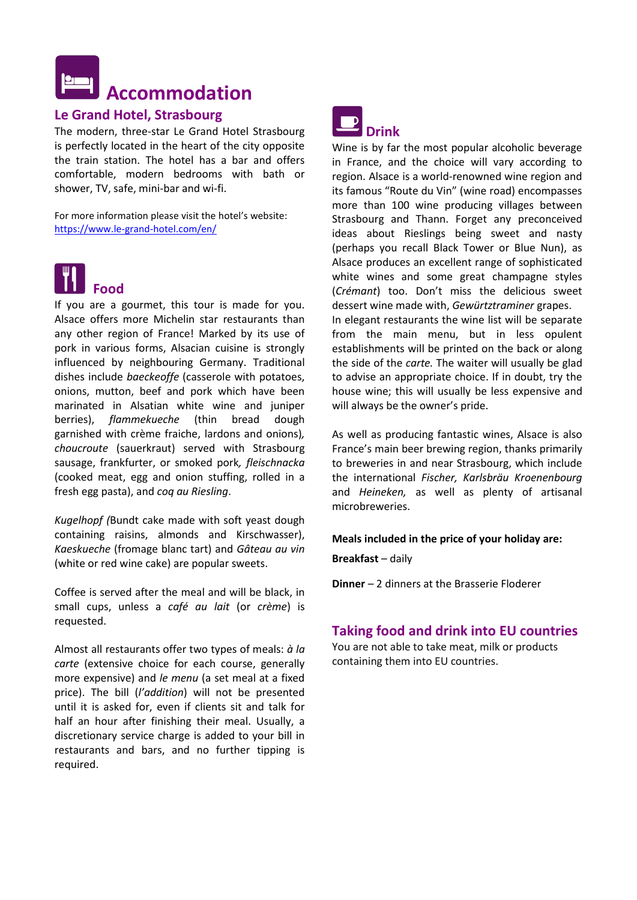# Accommodation

## Le Grand Hotel, Strasbourg

The modern, three-star Le Grand Hotel Strasbourg is perfectly located in the heart of the city opposite the train station. The hotel has a bar and offers comfortable, modern bedrooms with bath or shower, TV, safe, mini-bar and wi-fi.

For more information please visit the hotel's website: [https://www.le-grand-hotel.com/en/](https://www.le-grand-hotel.com/en/)

## Food

If you are a gourmet, this tour is made for you. Alsace offers more Michelin star restaurants than any other region of France! Marked by its use of pork in various forms, Alsacian cuisine is strongly influenced by neighbouring Germany. Traditional dishes include *baeckeoffe* (casserole with potatoes, onions, mutton, beef and pork which have been marinated in Alsatian white wine and juniper berries), *flammekueche* (thin bread dough garnished with crème fraiche, lardons and onions), *choucroute* (sauerkraut) served with Strasbourg sausage, frankfurter, or smoked pork, *fleischnacka* (cooked meat, egg and onion stuffing, rolled in a fresh egg pasta), and *coq au Riesling*.

*Kugelhopf* (Bundt cake made with soft yeast dough containing raisins, almonds and Kirschwasser), *Kaeskueche* (fromage blanc tart) and *Gâteau au vin* (white or red wine cake) are popular sweets.

Coffee is served after the meal and will be black, in small cups, unless a *café au lait* (or *crème*) is requested.

Almost all restaurants offer two types of meals: *à la carte* (extensive choice for each course, generally more expensive) and *le menu* (a set meal at a fixed price). The bill (*l'addition*) will not be presented until it is asked for, even if clients sit and talk for half an hour after finishing their meal. Usually, a discretionary service charge is added to your bill in restaurants and bars, and no further tipping is required.

## Drink

Wine is by far the most popular alcoholic beverage in France, and the choice will vary according to region. Alsace is a world-renowned wine region and its famous "Route du Vin" (wine road) encompasses more than 100 wine producing villages between Strasbourg and Thann. Forget any preconceived ideas about Rieslings being sweet and nasty (perhaps you recall Black Tower or Blue Nun), as Alsace produces an excellent range of sophisticated white wines and some great champagne styles (*Crémant*) too. Don't miss the delicious sweet dessert wine made with, *Gewürztraminer* grapes.

In elegant restaurants the wine list will be separate from the main menu, but in less opulent establishments will be printed on the back or along the side of the *carte.* The waiter will usually be glad to advise an appropriate choice. If in doubt, try the house wine; this will usually be less expensive and will always be the owner's pride.

As well as producing fantastic wines, Alsace is also France's main beer brewing region, thanks primarily to breweries in and near Strasbourg, which include the international *Fischer, Karlsbräu Kroenenbourg* and *Heineken,* as well as plenty of artisanal microbreweries.

**Meals included in the price of your holiday are:**

**Breakfast** – daily

**Dinner** – 2 dinners at the Brasserie Floderer

## Taking food and drink into EU countries

You are not able to take meat, milk or products containing them into EU countries.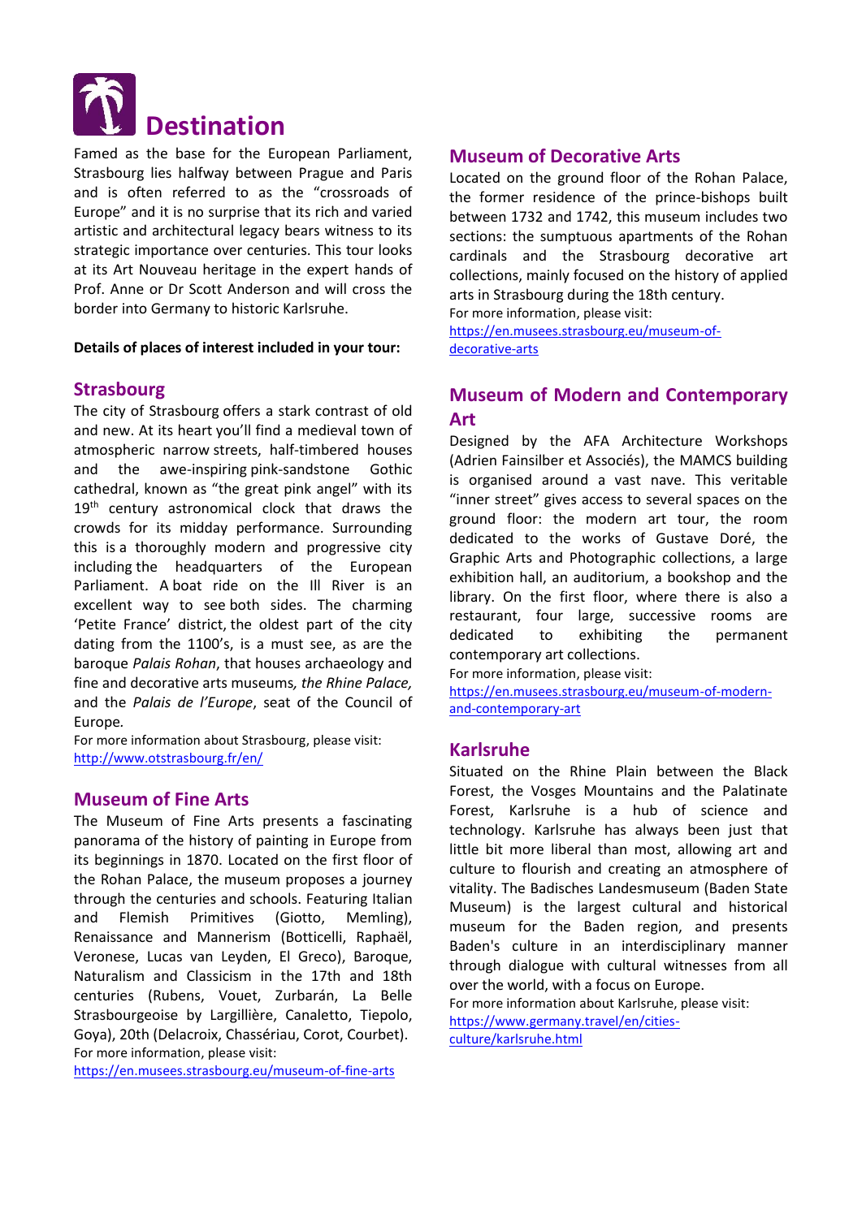# Destination

Famed as the base for the European Parliament, Strasbourg lies halfway between Prague and Paris and is often referred to as the "crossroads of Europe" and it is no surprise that its rich and varied artistic and architectural legacy bears witness to its strategic importance over centuries. This tour looks at its Art Nouveau heritage in the expert hands of Prof. Anne or Dr Scott Anderson and will cross the border into Germany to historic Karlsruhe.

**Details of places of interest included in your tour:**

## Strasbourg

The city of Strasbourg offers a stark contrast of old and new. At its heart you'll find a medieval town of atmospheric narrow streets, half-timbered houses and the awe-inspiring pink-sandstone Gothic cathedral, known as "the great pink angel" with its 19th century astronomical clock that draws the crowds for its midday performance. Surrounding this is a thoroughly modern and progressive city including the headquarters of the European Parliament. A boat ride on the Ill River is an excellent way to see both sides. The charming 'Petite France' district, the oldest part of the city dating from the 1100's, is a must see, as are the baroque *Palais Rohan*, that houses archaeology and fine and decorative arts museums*, the Rhine Palace,* and the *Palais de l'Europe*, seat of the Council of Europe.

For more information about Strasbourg, please visit: http://www.otstrasbourg.fr/en/

## Museum of Fine Arts

The Museum of Fine Arts presents a fascinating panorama of the history of painting in Europe from its beginnings in 1870. Located on the first floor of the Rohan Palace, the museum proposes a journey through the centuries and schools. Featuring Italian and Flemish Primitives (Giotto, Memling), Renaissance and Mannerism (Botticelli, Raphaël, Veronese, Lucas van Leyden, El Greco), Baroque, Naturalism and Classicism in the 17th and 18th centuries (Rubens, Vouet, Zurbarán, La Belle Strasbourgeoise by Largillière, Canaletto, Tiepolo, Goya), 20th (Delacroix, Chassériau, Corot, Courbet).

For more information, please visit: https://en.musees.strasbourg.eu/museum-of-fine-arts

## Museum of Decorative Arts

Located on the ground floor of the Rohan Palace, the former residence of the prince-bishops built between 1732 and 1742, this museum includes two sections: the sumptuous apartments of the Rohan cardinals and the Strasbourg decorative art collections, mainly focused on the history of applied arts in Strasbourg during the 18th century.

For more information, please visit: https://en.musees.strasbourg.eu/museum-of-decorative-arts

## Museum of Modern and Contemporary Art

Designed by the AFA Architecture Workshops (Adrien Fainsilber et Associés), the MAMCS building is organised around a vast nave. This veritable "inner street" gives access to several spaces on the ground floor: the modern art tour, the room dedicated to the works of Gustave Doré, the Graphic Arts and Photographic collections, a large exhibition hall, an auditorium, a bookshop and the library. On the first floor, where there is also a restaurant, four large, successive rooms are dedicated to exhibiting the permanent contemporary art collections.

For more information, please visit: https://en.musees.strasbourg.eu/museum-of-modern-and-contemporary-art

## Karlsruhe

Situated on the Rhine Plain between the Black Forest, the Vosges Mountains and the Palatinate Forest, Karlsruhe is a hub of science and technology. Karlsruhe has always been just that little bit more liberal than most, allowing art and culture to flourish and creating an atmosphere of vitality. The Badisches Landesmuseum (Baden State Museum) is the largest cultural and historical museum for the Baden region, and presents Baden's culture in an interdisciplinary manner through dialogue with cultural witnesses from all over the world, with a focus on Europe.

For more information about Karlsruhe, please visit: https://www.germany.travel/en/cities-culture/karlsruhe.html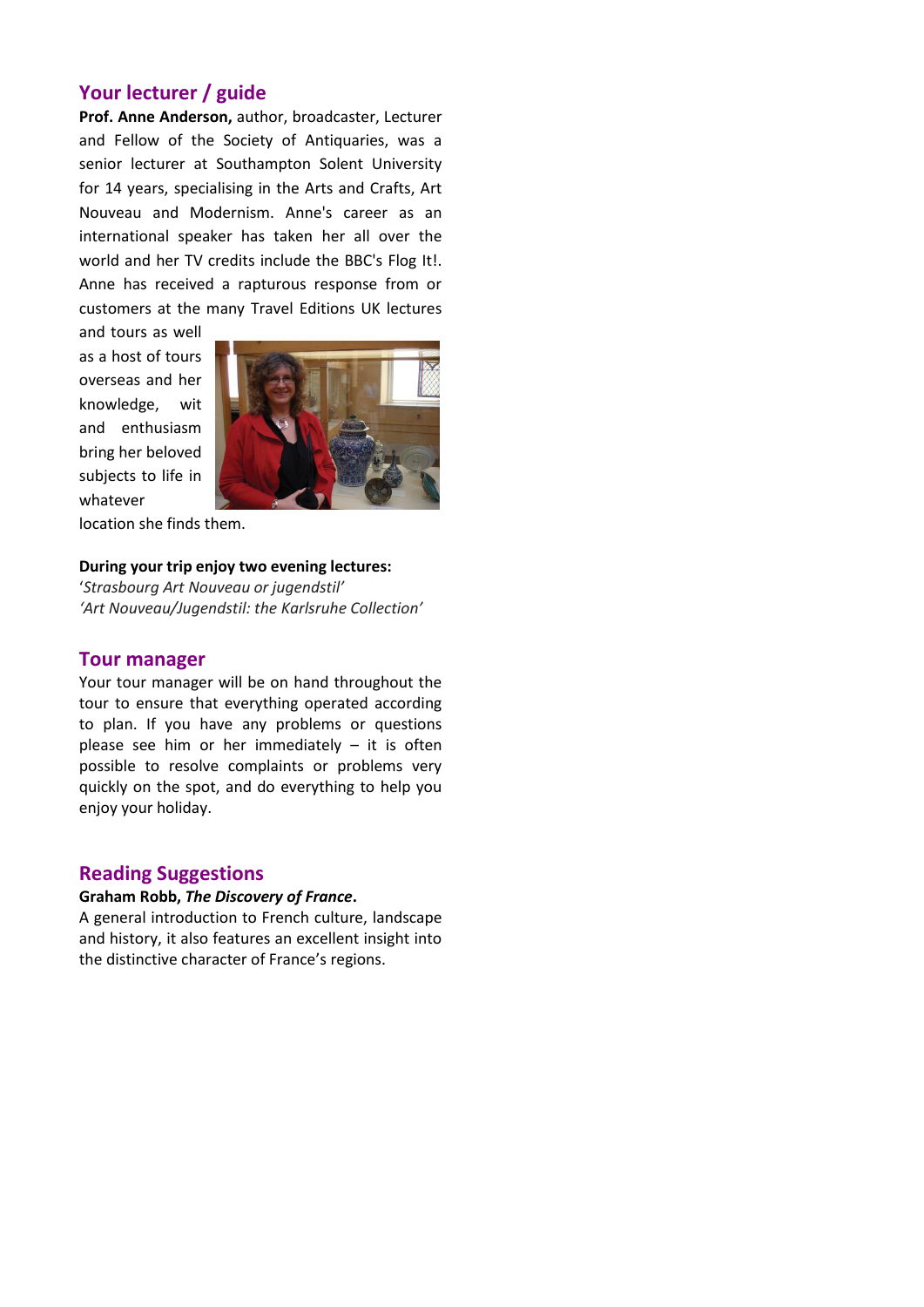## Your lecturer / guide

**Prof. Anne Anderson,** author, broadcaster, Lecturer and Fellow of the Society of Antiquaries, was a senior lecturer at Southampton Solent University for 14 years, specialising in the Arts and Crafts, Art Nouveau and Modernism. Anne's career as an international speaker has taken her all over the world and her TV credits include the BBC's Flog It!. Anne has received a rapturous response from or customers at the many Travel Editions UK lectures and tours as well as a host of tours overseas and her knowledge, wit and enthusiasm bring her beloved subjects to life in whatever location she finds them.

**During your trip enjoy two evening lectures:**

'*Strasbourg Art Nouveau or jugendstil'*

*'Art Nouveau/Jugendstil: the Karlsruhe Collection'*

## Tour manager

Your tour manager will be on hand throughout the tour to ensure that everything operated according to plan. If you have any problems or questions please see him or her immediately – it is often possible to resolve complaints or problems very quickly on the spot, and do everything to help you enjoy your holiday.

## Reading Suggestions

**Graham Robb, *The Discovery of France*.**

A general introduction to French culture, landscape and history, it also features an excellent insight into the distinctive character of France's regions.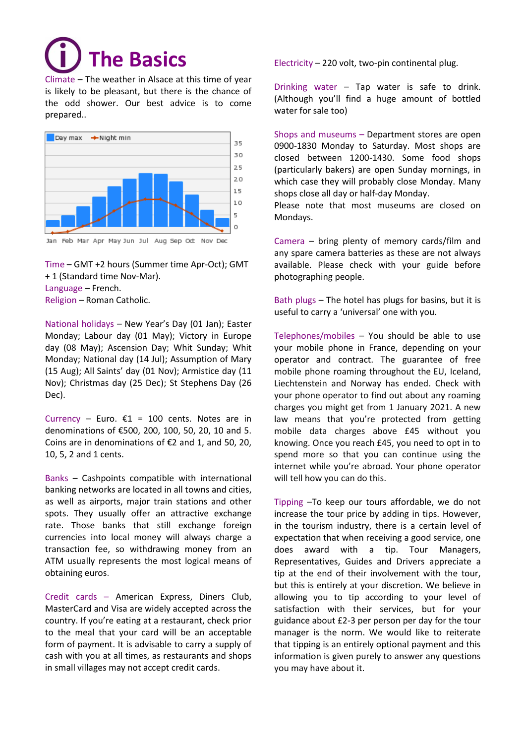# The Basics

Climate – The weather in Alsace at this time of year is likely to be pleasant, but there is the chance of the odd shower. Our best advice is to come prepared..

Time – GMT +2 hours (Summer time Apr-Oct); GMT + 1 (Standard time Nov-Mar).
Language – French.
Religion – Roman Catholic.

National holidays – New Year's Day (01 Jan); Easter Monday; Labour day (01 May); Victory in Europe day (08 May); Ascension Day; Whit Sunday; Whit Monday; National day (14 Jul); Assumption of Mary (15 Aug); All Saints' day (01 Nov); Armistice day (11 Nov); Christmas day (25 Dec); St Stephens Day (26 Dec).

Currency – Euro. €1 = 100 cents. Notes are in denominations of €500, 200, 100, 50, 20, 10 and 5. Coins are in denominations of €2 and 1, and 50, 20, 10, 5, 2 and 1 cents.

Banks – Cashpoints compatible with international banking networks are located in all towns and cities, as well as airports, major train stations and other spots. They usually offer an attractive exchange rate. Those banks that still exchange foreign currencies into local money will always charge a transaction fee, so withdrawing money from an ATM usually represents the most logical means of obtaining euros.

Credit cards – American Express, Diners Club, MasterCard and Visa are widely accepted across the country. If you're eating at a restaurant, check prior to the meal that your card will be an acceptable form of payment. It is advisable to carry a supply of cash with you at all times, as restaurants and shops in small villages may not accept credit cards.

Electricity – 220 volt, two-pin continental plug.

Drinking water – Tap water is safe to drink. (Although you'll find a huge amount of bottled water for sale too)

Shops and museums – Department stores are open 0900-1830 Monday to Saturday. Most shops are closed between 1200-1430. Some food shops (particularly bakers) are open Sunday mornings, in which case they will probably close Monday. Many shops close all day or half-day Monday.
Please note that most museums are closed on Mondays.

Camera – bring plenty of memory cards/film and any spare camera batteries as these are not always available. Please check with your guide before photographing people.

Bath plugs – The hotel has plugs for basins, but it is useful to carry a 'universal' one with you.

Telephones/mobiles – You should be able to use your mobile phone in France, depending on your operator and contract. The guarantee of free mobile phone roaming throughout the EU, Iceland, Liechtenstein and Norway has ended. Check with your phone operator to find out about any roaming charges you might get from 1 January 2021. A new law means that you're protected from getting mobile data charges above £45 without you knowing. Once you reach £45, you need to opt in to spend more so that you can continue using the internet while you're abroad. Your phone operator will tell how you can do this.

Tipping –To keep our tours affordable, we do not increase the tour price by adding in tips. However, in the tourism industry, there is a certain level of expectation that when receiving a good service, one does award with a tip. Tour Managers, Representatives, Guides and Drivers appreciate a tip at the end of their involvement with the tour, but this is entirely at your discretion. We believe in allowing you to tip according to your level of satisfaction with their services, but for your guidance about £2-3 per person per day for the tour manager is the norm. We would like to reiterate that tipping is an entirely optional payment and this information is given purely to answer any questions you may have about it.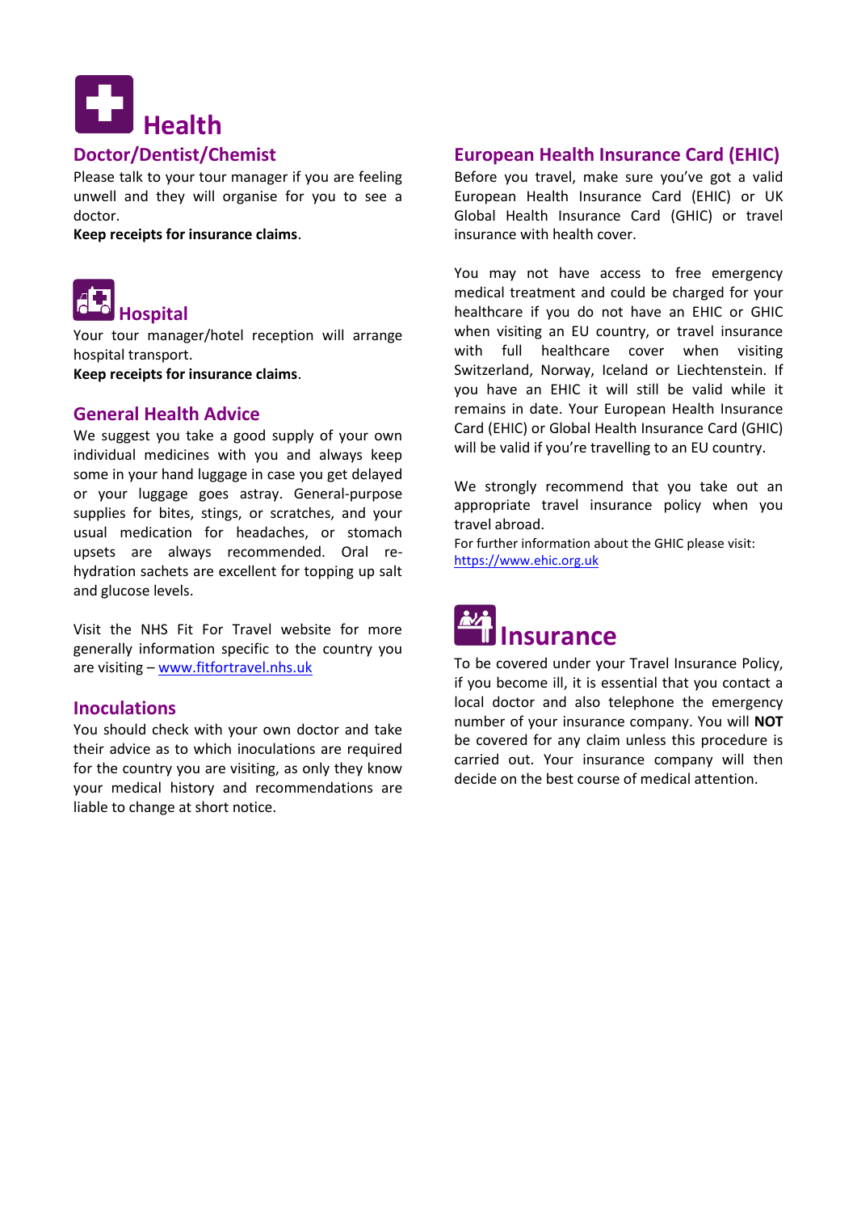# Health

## Doctor/Dentist/Chemist

Please talk to your tour manager if you are feeling unwell and they will organise for you to see a doctor.

**Keep receipts for insurance claims**.

## Hospital

Your tour manager/hotel reception will arrange hospital transport.

**Keep receipts for insurance claims**.

## General Health Advice

We suggest you take a good supply of your own individual medicines with you and always keep some in your hand luggage in case you get delayed or your luggage goes astray. General-purpose supplies for bites, stings, or scratches, and your usual medication for headaches, or stomach upsets are always recommended. Oral re-hydration sachets are excellent for topping up salt and glucose levels.

Visit the NHS Fit For Travel website for more generally information specific to the country you are visiting – [www.fitfortravel.nhs.uk](http://www.fitfortravel.nhs.uk)

## Inoculations

You should check with your own doctor and take their advice as to which inoculations are required for the country you are visiting, as only they know your medical history and recommendations are liable to change at short notice.

## European Health Insurance Card (EHIC)

Before you travel, make sure you've got a valid European Health Insurance Card (EHIC) or UK Global Health Insurance Card (GHIC) or travel insurance with health cover.

You may not have access to free emergency medical treatment and could be charged for your healthcare if you do not have an EHIC or GHIC when visiting an EU country, or travel insurance with full healthcare cover when visiting Switzerland, Norway, Iceland or Liechtenstein. If you have an EHIC it will still be valid while it remains in date. Your European Health Insurance Card (EHIC) or Global Health Insurance Card (GHIC) will be valid if you're travelling to an EU country.

We strongly recommend that you take out an appropriate travel insurance policy when you travel abroad.

For further information about the GHIC please visit: [https://www.ehic.org.uk](https://www.ehic.org.uk)

# Insurance

To be covered under your Travel Insurance Policy, if you become ill, it is essential that you contact a local doctor and also telephone the emergency number of your insurance company. You will **NOT** be covered for any claim unless this procedure is carried out. Your insurance company will then decide on the best course of medical attention.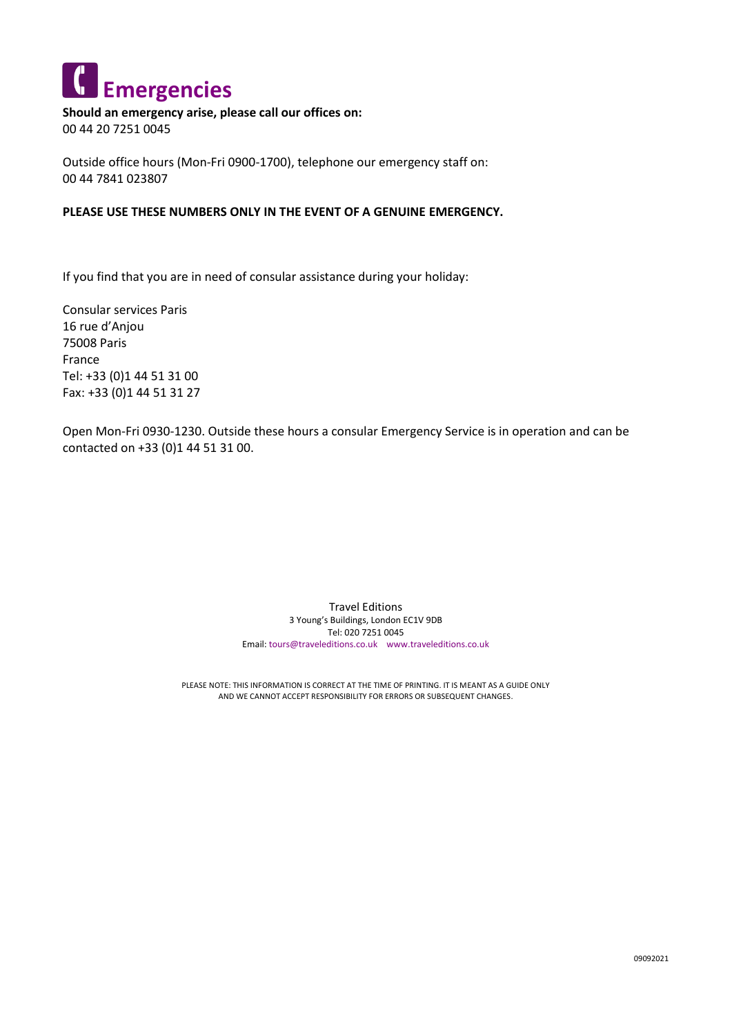# Emergencies

**Should an emergency arise, please call our offices on:**
00 44 20 7251 0045

Outside office hours (Mon-Fri 0900-1700), telephone our emergency staff on:
00 44 7841 023807

**PLEASE USE THESE NUMBERS ONLY IN THE EVENT OF A GENUINE EMERGENCY.**

If you find that you are in need of consular assistance during your holiday:

Consular services Paris
16 rue d'Anjou
75008 Paris
France
Tel: +33 (0)1 44 51 31 00
Fax: +33 (0)1 44 51 31 27

Open Mon-Fri 0930-1230. Outside these hours a consular Emergency Service is in operation and can be contacted on +33 (0)1 44 51 31 00.

Travel Editions
3 Young's Buildings, London EC1V 9DB
Tel: 020 7251 0045
Email: tours@traveleditions.co.uk www.traveleditions.co.uk

PLEASE NOTE: THIS INFORMATION IS CORRECT AT THE TIME OF PRINTING. IT IS MEANT AS A GUIDE ONLY AND WE CANNOT ACCEPT RESPONSIBILITY FOR ERRORS OR SUBSEQUENT CHANGES.

09092021